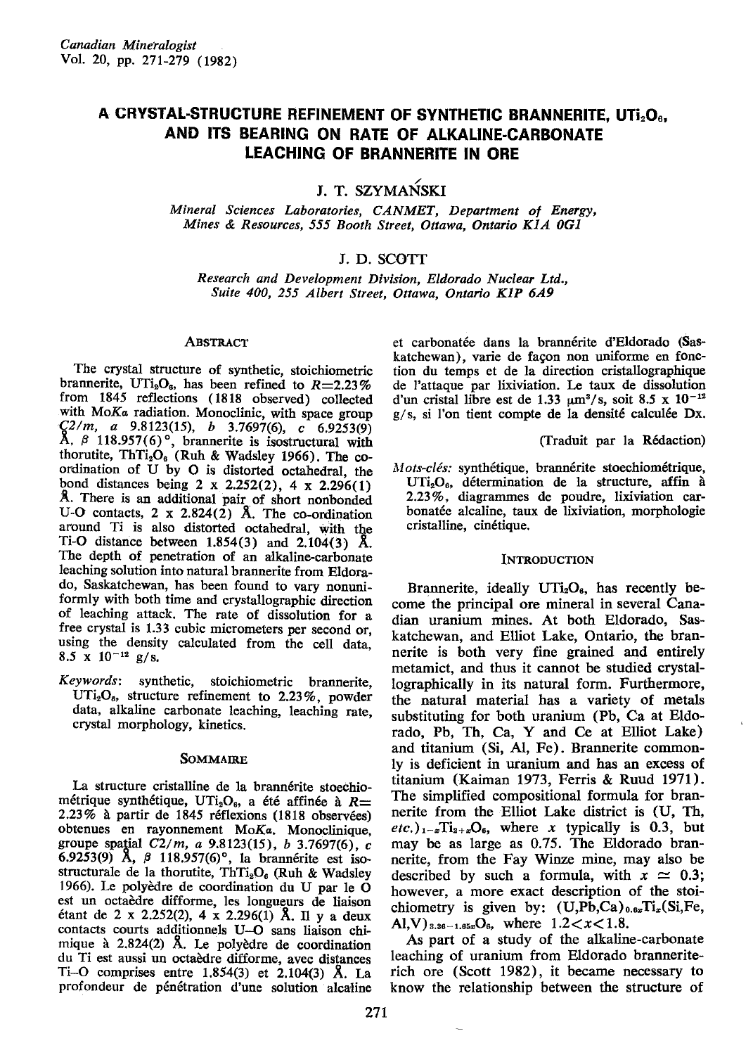# A CRYSTAL-STRUCTURE REFINEMENT OF SYNTHETIC BRANNERITE, $UTi_2O_6$, AND ITS BEARING ON RATE OF ALKALINE-CARBONATE LEACHING OF BRANNERITE IN ORE

J. T. SZYMAŃSKI

*Mineral Sciences Laboratories, CANMET, Department of Energy, Mines & Resources, 555 Booth Street, Ottawa, Ontario K1A 0G1*

J. D. SCOTT

*Research and Development Division, Eldorado Nuclear Ltd., Suite 400, 255 Albert Street, Ottawa, Ontario K1P 6A9*

## Abstract

The crystal structure of synthetic, stoichiometric brannerite, $UTi_2O_6$, has been refined to $R$=2.23% from 1845 reflections (1818 observed) collected with Mo$K\alpha$ radiation. Monoclinic, with space group $C2/m$, $a$ 9.8123(15), $b$ 3.7697(6), $c$ 6.9253(9) Å, $\beta$ 118.957(6)°, brannerite is isostructural with thorutite, $ThTi_2O_6$ (Ruh & Wadsley 1966). The co-ordination of U by O is distorted octahedral, the bond distances being 2 x 2.252(2), 4 x 2.296(1) Å. There is an additional pair of short nonbonded U-O contacts, 2 x 2.824(2) Å. The co-ordination around Ti is also distorted octahedral, with the Ti-O distance between 1.854(3) and 2.104(3) Å. The depth of penetration of an alkaline-carbonate leaching solution into natural brannerite from Eldorado, Saskatchewan, has been found to vary nonuniformly with both time and crystallographic direction of leaching attack. The rate of dissolution for a free crystal is 1.33 cubic micrometers per second or, using the density calculated from the cell data, $8.5 \times 10^{-12}$ g/s.

*Keywords:* synthetic, stoichiometric brannerite, $UTi_2O_6$, structure refinement to 2.23%, powder data, alkaline carbonate leaching, leaching rate, crystal morphology, kinetics.

## Sommaire

La structure cristalline de la brannérite stoechiométrique synthétique, $UTi_2O_6$, a été affinée à $R$= 2.23% à partir de 1845 réflexions (1818 observées) obtenues en rayonnement Mo$K\alpha$. Monoclinique, groupe spatial $C2/m$, $a$ 9.8123(15), $b$ 3.7697(6), $c$ 6.9253(9) Å, $\beta$ 118.957(6)°, la brannérite est isostructurale de la thorutite, $ThTi_2O_6$ (Ruh & Wadsley 1966). Le polyèdre de coordination du U par le O est un octaèdre difforme, les longueurs de liaison étant de 2 x 2.252(2), 4 x 2.296(1) Å. Il y a deux contacts courts additionnels U–O sans liaison chimique à 2.824(2) Å. Le polyèdre de coordination du Ti est aussi un octaèdre difforme, avec distances Ti–O comprises entre 1.854(3) et 2.104(3) Å. La profondeur de pénétration d'une solution alcaline et carbonatée dans la brannérite d'Eldorado (Saskatchewan), varie de façon non uniforme en fonction du temps et de la direction cristallographique de l'attaque par lixiviation. Le taux de dissolution d'un cristal libre est de 1.33 μm³/s, soit $8.5 \times 10^{-12}$ g/s, si l'on tient compte de la densité calculée Dx.

(Traduit par la Rédaction)

*Mots-clés:* synthétique, brannérite stoechiométrique, $UTi_2O_6$, détermination de la structure, affin à 2.23%, diagrammes de poudre, lixiviation carbonatée alcaline, taux de lixiviation, morphologie cristalline, cinétique.

## Introduction

Brannerite, ideally $UTi_2O_6$, has recently become the principal ore mineral in several Canadian uranium mines. At both Eldorado, Saskatchewan, and Elliot Lake, Ontario, the brannerite is both very fine grained and entirely metamict, and thus it cannot be studied crystallographically in its natural form. Furthermore, the natural material has a variety of metals substituting for both uranium (Pb, Ca at Eldorado, Pb, Th, Ca, Y and Ce at Elliot Lake) and titanium (Si, Al, Fe). Brannerite commonly is deficient in uranium and has an excess of titanium (Kaiman 1973, Ferris & Ruud 1971). The simplified compositional formula for brannerite from the Elliot Lake district is (U, Th, *etc.*)$_{1-x}$Ti$_{2+x}$O$_6$, where $x$ typically is 0.3, but may be as large as 0.75. The Eldorado brannerite, from the Fay Winze mine, may also be described by such a formula, with $x \simeq 0.3$; however, a more exact description of the stoichiometry is given by: (U,Pb,Ca)$_{0.6x}$Ti$_x$(Si,Fe, Al,V)$_{3.36-1.65x}$O$_6$, where $1.2 < x < 1.8$.

As part of a study of the alkaline-carbonate leaching of uranium from Eldorado brannerite-rich ore (Scott 1982), it became necessary to know the relationship between the structure of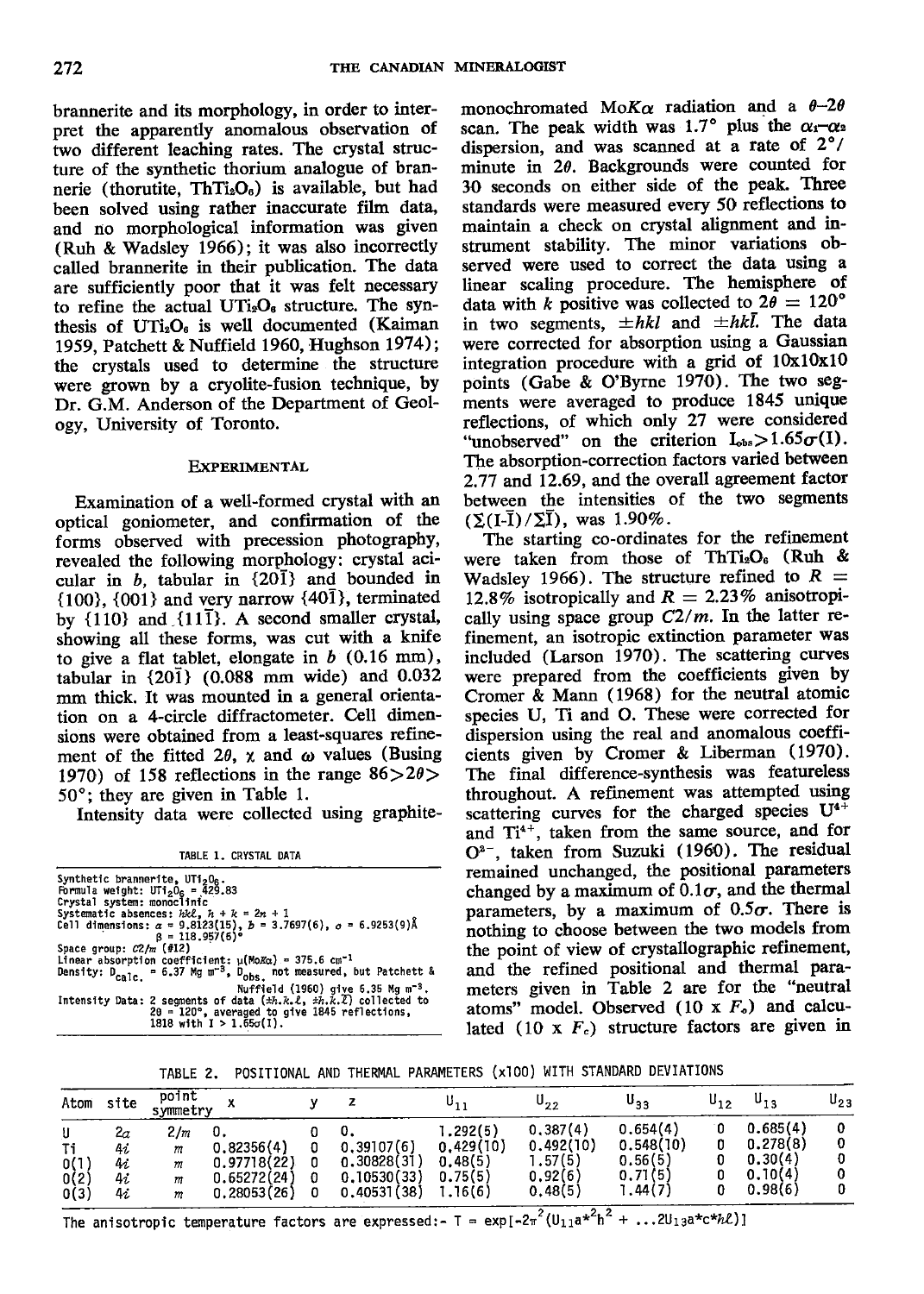brannerite and its morphology, in order to interpret the apparently anomalous observation of two different leaching rates. The crystal structure of the synthetic thorium analogue of brannerie (thorutite, $ThTi_2O_6$) is available, but had been solved using rather inaccurate film data, and no morphological information was given (Ruh & Wadsley 1966); it was also incorrectly called brannerite in their publication. The data are sufficiently poor that it was felt necessary to refine the actual $UTi_2O_6$ structure. The synthesis of $UTi_2O_6$ is well documented (Kaiman 1959, Patchett & Nuffield 1960, Hughson 1974); the crystals used to determine the structure were grown by a cryolite-fusion technique, by Dr. G.M. Anderson of the Department of Geology, University of Toronto.

## EXPERIMENTAL

Examination of a well-formed crystal with an optical goniometer, and confirmation of the forms observed with precession photography, revealed the following morphology: crystal acicular in *b*, tabular in {20$\bar{1}$} and bounded in {100}, {001} and very narrow {40$\bar{1}$}, terminated by {110} and {11$\bar{1}$}. A second smaller crystal, showing all these forms, was cut with a knife to give a flat tablet, elongate in *b* (0.16 mm), tabular in {20$\bar{1}$} (0.088 mm wide) and 0.032 mm thick. It was mounted in a general orientation on a 4-circle diffractometer. Cell dimensions were obtained from a least-squares refinement of the fitted $2\theta$, $\chi$ and $\omega$ values (Busing 1970) of 158 reflections in the range $86 > 2\theta > 50°$; they are given in Table 1.

Intensity data were collected using graphite-monochromated Mo$K\alpha$ radiation and a $\theta$–$2\theta$ scan. The peak width was 1.7° plus the $\alpha_1$–$\alpha_2$ dispersion, and was scanned at a rate of 2°/minute in $2\theta$. Backgrounds were counted for 30 seconds on either side of the peak. Three standards were measured every 50 reflections to maintain a check on crystal alignment and instrument stability. The minor variations observed were used to correct the data using a linear scaling procedure. The hemisphere of data with *k* positive was collected to $2\theta = 120°$ in two segments, $\pm hkl$ and $\pm hk\bar{l}$. The data were corrected for absorption using a Gaussian integration procedure with a grid of 10x10x10 points (Gabe & O'Byrne 1970). The two segments were averaged to produce 1845 unique reflections, of which only 27 were considered "unobserved" on the criterion $I_{obs} > 1.65\sigma(I)$. The absorption-correction factors varied between 2.77 and 12.69, and the overall agreement factor between the intensities of the two segments $(\Sigma(I-\bar{I})/\Sigma\bar{I})$, was 1.90%.

The starting co-ordinates for the refinement were taken from those of $ThTi_2O_6$ (Ruh & Wadsley 1966). The structure refined to $R$ = 12.8% isotropically and $R$ = 2.23% anisotropically using space group $C2/m$. In the latter refinement, an isotropic extinction parameter was included (Larson 1970). The scattering curves were prepared from the coefficients given by Cromer & Mann (1968) for the neutral atomic species U, Ti and O. These were corrected for dispersion using the real and anomalous coefficients given by Cromer & Liberman (1970). The final difference-synthesis was featureless throughout. A refinement was attempted using scattering curves for the charged species $U^{4+}$ and $Ti^{4+}$, taken from the same source, and for $O^{2-}$, taken from Suzuki (1960). The residual remained unchanged, the positional parameters changed by a maximum of $0.1\sigma$, and the thermal parameters, by a maximum of $0.5\sigma$. There is nothing to choose between the two models from the point of view of crystallographic refinement, and the refined positional and thermal parameters given in Table 2 are for the "neutral atoms" model. Observed (10 x $F_o$) and calculated (10 x $F_c$) structure factors are given in

TABLE 1. CRYSTAL DATA

Synthetic brannerite, $UTi_2O_6$.
Formula weight: $UTi_2O_6$ = 429.83
Crystal system: monoclinic
Systematic absences: $hkl$, $h + k = 2n + 1$
Cell dimensions: $a$ = 9.8123(15), $b$ = 3.7697(6), $c$ = 6.9253(9)Å
$\beta$ = 118.957(6)°
Space group: $C2/m$ (#12)
Linear absorption coefficient: $\mu(MoK\alpha)$ = 375.6 cm$^{-1}$
Density: $D_{calc.}$ = 6.37 Mg m$^{-3}$, $D_{obs.}$ not measured, but Patchett & Nuffield (1960) give 6.35 Mg m$^{-3}$.
Intensity Data: 2 segments of data ($\pm h.k.l$, $\pm h.k.\bar{l}$) collected to $2\theta$ = 120°, averaged to give 1845 reflections, 1818 with $I > 1.65\sigma(I)$.

TABLE 2. POSITIONAL AND THERMAL PARAMETERS (x100) WITH STANDARD DEVIATIONS

| Atom | site | point symmetry | x | y | z | $U_{11}$ | $U_{22}$ | $U_{33}$ | $U_{12}$ | $U_{13}$ | $U_{23}$ |
|---|---|---|---|---|---|---|---|---|---|---|---|
| U | 2*a* | 2/*m* | 0. | 0 | 0. | 1.292(5) | 0.387(4) | 0.654(4) | 0 | 0.685(4) | 0 |
| Ti | 4*i* | *m* | 0.82356(4) | 0 | 0.39107(6) | 0.429(10) | 0.492(10) | 0.548(10) | 0 | 0.278(8) | 0 |
| O(1) | 4*i* | *m* | 0.97718(22) | 0 | 0.30828(31) | 0.48(5) | 1.57(5) | 0.56(5) | 0 | 0.30(4) | 0 |
| O(2) | 4*i* | *m* | 0.65272(24) | 0 | 0.10530(33) | 0.75(5) | 0.92(6) | 0.71(5) | 0 | 0.10(4) | 0 |
| O(3) | 4*i* | *m* | 0.28053(26) | 0 | 0.40531(38) | 1.16(6) | 0.48(5) | 1.44(7) | 0 | 0.98(6) | 0 |

The anisotropic temperature factors are expressed:- $T = \exp[-2\pi^2(U_{11}a^{*2}h^2 + \ldots 2U_{13}a^*c^*hl)]$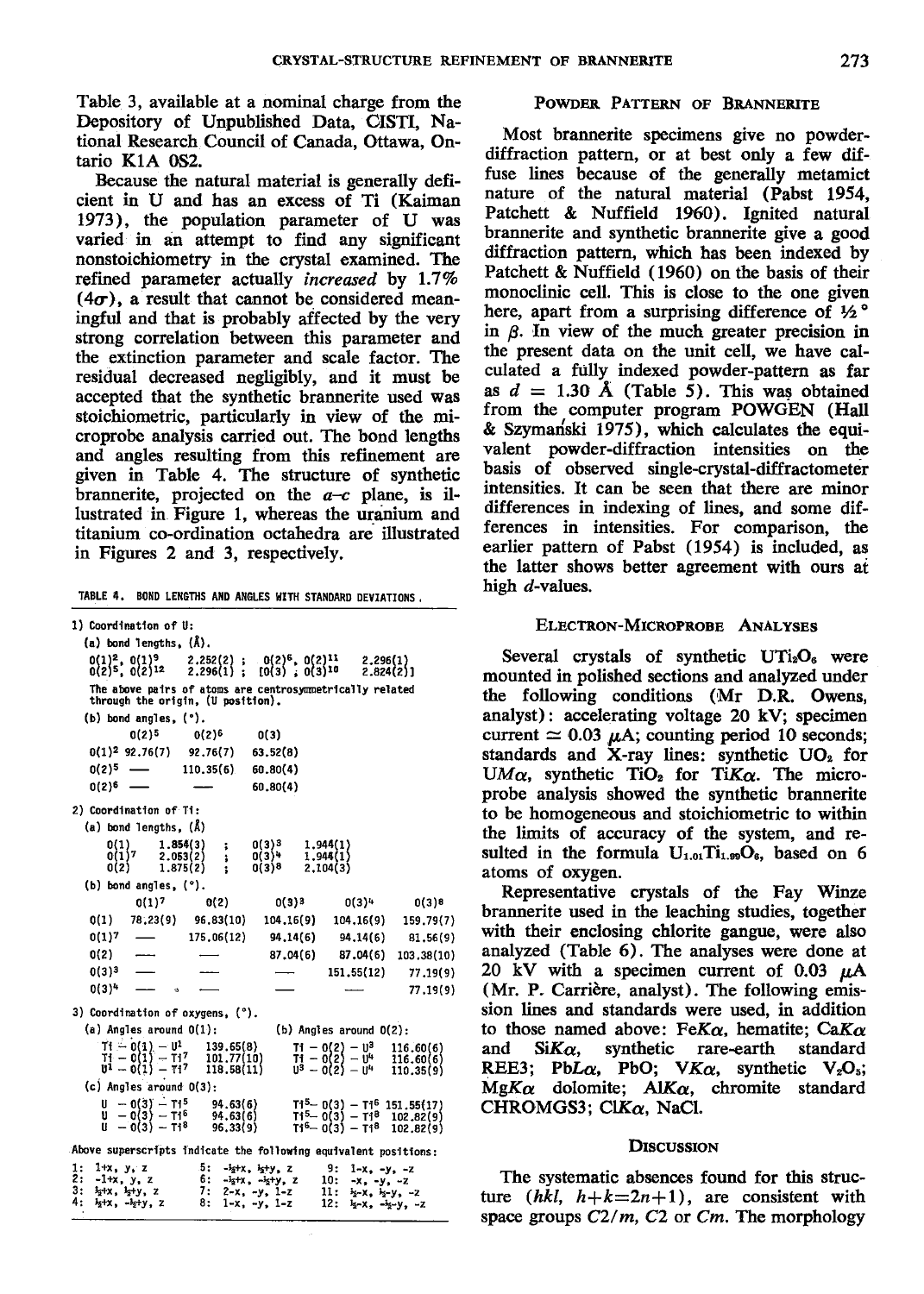Table 3, available at a nominal charge from the Depository of Unpublished Data, CISTI, National Research Council of Canada, Ottawa, Ontario K1A 0S2.

Because the natural material is generally deficient in U and has an excess of Ti (Kaiman 1973), the population parameter of U was varied in an attempt to find any significant nonstoichiometry in the crystal examined. The refined parameter actually *increased* by 1.7% ($4\sigma$), a result that cannot be considered meaningful and that is probably affected by the very strong correlation between this parameter and the extinction parameter and scale factor. The residual decreased negligibly, and it must be accepted that the synthetic brannerite used was stoichiometric, particularly in view of the microprobe analysis carried out. The bond lengths and angles resulting from this refinement are given in Table 4. The structure of synthetic brannerite, projected on the $a$–$c$ plane, is illustrated in Figure 1, whereas the uranium and titanium co-ordination octahedra are illustrated in Figures 2 and 3, respectively.

TABLE 4. BOND LENGTHS AND ANGLES WITH STANDARD DEVIATIONS.

1) Coordination of U:

(a) bond lengths, (Å).

| | | | |
|---|---|---|---|
| $O(1)^2$, $O(1)^9$ | 2.252(2) ; | $O(2)^6$, $O(2)^{11}$ | 2.296(1) |
| $O(2)^5$, $O(2)^{12}$ | 2.296(1) ; | $O(3)$ ; $O(3)^{10}$ | 2.824(2) |

The above pairs of atoms are centrosymmetrically related through the origin, (U position).

(b) bond angles, (°).

| | $O(2)^5$ | $O(2)^6$ | $O(3)$ |
|---|---|---|---|
| $O(1)^2$ | 92.76(7) | 92.76(7) | 63.52(8) |
| $O(2)^5$ | — | 110.35(6) | 60.80(4) |
| $O(2)^6$ | — | — | 60.80(4) |

2) Coordination of Ti:

(a) bond lengths, (Å)

| | | | |
|---|---|---|---|
| O(1) | 1.854(3) ; | $O(3)^3$ | 1.944(1) |
| $O(1)^7$ | 2.053(2) ; | $O(3)^4$ | 1.944(1) |
| O(2) | 1.875(2) ; | $O(3)^8$ | 2.104(3) |

(b) bond angles, (°).

| | $O(1)^7$ | O(2) | $O(3)^3$ | $O(3)^4$ | $O(3)^8$ |
|---|---|---|---|---|---|
| O(1) | 78.23(9) | 96.83(10) | 104.16(9) | 104.16(9) | 159.79(7) |
| $O(1)^7$ | — | 175.06(12) | 94.14(6) | 94.14(6) | 81.56(9) |
| O(2) | — | — | 87.04(6) | 87.04(6) | 103.38(10) |
| $O(3)^3$ | — | — | — | 151.55(12) | 77.19(9) |
| $O(3)^4$ | — | — | — | — | 77.19(9) |

3) Coordination of oxygens, (°).

(a) Angles around O(1):

| | |
|---|---|
| $Ti - O(1) - U^1$ | 139.65(8) |
| $Ti - O(1) - Ti^7$ | 101.77(10) |
| $U^1 - O(1) - Ti^7$ | 118.58(11) |

(b) Angles around O(2):

| | |
|---|---|
| $Ti - O(2) - U^3$ | 116.60(6) |
| $Ti - O(2) - U^4$ | 116.60(6) |
| $U^3 - O(2) - U^4$ | 110.35(9) |

(c) Angles around O(3):

| | | | |
|---|---|---|---|
| $U - O(3) - Ti^5$ | 94.63(6) | $Ti^5 - O(3) - Ti^6$ | 151.55(17) |
| $U - O(3) - Ti^6$ | 94.63(6) | $Ti^5 - O(3) - Ti^8$ | 102.82(9) |
| $U - O(3) - Ti^8$ | 96.33(9) | $Ti^6 - O(3) - Ti^8$ | 102.82(9) |

Above superscripts indicate the following equivalent positions:

| | | |
|---|---|---|
| 1: 1+x, y, z | 5: -½+x, ½+y, z | 9: 1-x, -y, -z |
| 2: -1+x, y, z | 6: -½+x, -½+y, z | 10: -x, -y, -z |
| 3: ½+x, ½+y, z | 7: 2-x, -y, 1-z | 11: ½-x, ½-y, -z |
| 4: ½+x, -½+y, z | 8: 1-x, -y, 1-z | 12: ½-x, -½-y, -z |

## Powder Pattern of Brannerite

Most brannerite specimens give no powder-diffraction pattern, or at best only a few diffuse lines because of the generally metamict nature of the natural material (Pabst 1954, Patchett & Nuffield 1960). Ignited natural brannerite and synthetic brannerite give a good diffraction pattern, which has been indexed by Patchett & Nuffield (1960) on the basis of their monoclinic cell. This is close to the one given here, apart from a surprising difference of ½° in $\beta$. In view of the much greater precision in the present data on the unit cell, we have calculated a fully indexed powder-pattern as far as $d$ = 1.30 Å (Table 5). This was obtained from the computer program POWGEN (Hall & Szymański 1975), which calculates the equivalent powder-diffraction intensities on the basis of observed single-crystal-diffractometer intensities. It can be seen that there are minor differences in indexing of lines, and some differences in intensities. For comparison, the earlier pattern of Pabst (1954) is included, as the latter shows better agreement with ours at high $d$-values.

## Electron-Microprobe Analyses

Several crystals of synthetic $UTi_2O_6$ were mounted in polished sections and analyzed under the following conditions (Mr D.R. Owens, analyst): accelerating voltage 20 kV; specimen current $\simeq 0.03$ $\mu$A; counting period 10 seconds; standards and X-ray lines: synthetic $UO_2$ for $UM\alpha$, synthetic $TiO_2$ for $TiK\alpha$. The microprobe analysis showed the synthetic brannerite to be homogeneous and stoichiometric to within the limits of accuracy of the system, and resulted in the formula $U_{1.01}Ti_{1.99}O_6$, based on 6 atoms of oxygen.

Representative crystals of the Fay Winze brannerite used in the leaching studies, together with their enclosing chlorite gangue, were also analyzed (Table 6). The analyses were done at 20 kV with a specimen current of 0.03 $\mu$A (Mr. P. Carrière, analyst). The following emission lines and standards were used, in addition to those named above: $FeK\alpha$, hematite; $CaK\alpha$ and $SiK\alpha$, synthetic rare-earth standard REE3; $PbL\alpha$, PbO; $VK\alpha$, synthetic $V_2O_5$; $MgK\alpha$ dolomite; $AlK\alpha$, chromite standard CHROMGS3; $ClK\alpha$, NaCl.

## Discussion

The systematic absences found for this structure ($hkl$, $h+k=2n+1$), are consistent with space groups $C2/m$, $C2$ or $Cm$. The morphology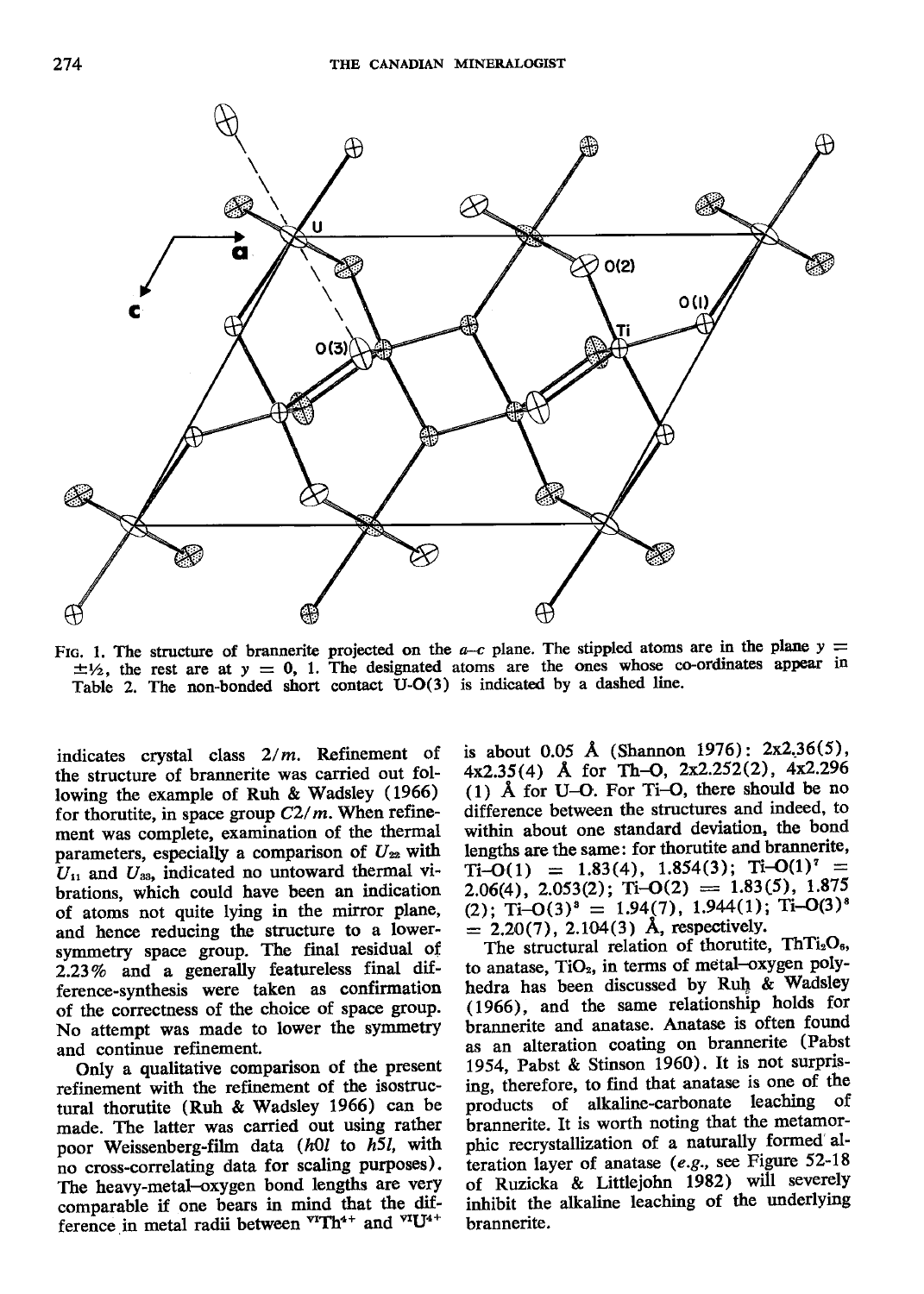FIG. 1. The structure of brannerite projected on the *a–c* plane. The stippled atoms are in the plane $y = \pm 1/2$, the rest are at $y = 0$, 1. The designated atoms are the ones whose co-ordinates appear in Table 2. The non-bonded short contact U-O(3) is indicated by a dashed line.

indicates crystal class $2/m$. Refinement of the structure of brannerite was carried out following the example of Ruh & Wadsley (1966) for thorutite, in space group $C2/m$. When refinement was complete, examination of the thermal parameters, especially a comparison of $U_{22}$ with $U_{11}$ and $U_{33}$, indicated no untoward thermal vibrations, which could have been an indication of atoms not quite lying in the mirror plane, and hence reducing the structure to a lower-symmetry space group. The final residual of 2.23% and a generally featureless final difference-synthesis were taken as confirmation of the correctness of the choice of space group. No attempt was made to lower the symmetry and continue refinement.

Only a qualitative comparison of the present refinement with the refinement of the isostructural thorutite (Ruh & Wadsley 1966) can be made. The latter was carried out using rather poor Weissenberg-film data (*h*0*l* to *h*5*l*, with no cross-correlating data for scaling purposes). The heavy-metal–oxygen bond lengths are very comparable if one bears in mind that the difference in metal radii between $^{VI}Th^{4+}$ and $^{VI}U^{4+}$ is about 0.05 Å (Shannon 1976): 2x2.36(5), 4x2.35(4) Å for Th–O, 2x2.252(2), 4x2.296(1) Å for U–O. For Ti–O, there should be no difference between the structures and indeed, to within about one standard deviation, the bond lengths are the same: for thorutite and brannerite, Ti–O(1) = 1.83(4), 1.854(3); Ti–O(1)[7] = 2.06(4), 2.053(2); Ti–O(2) = 1.83(5), 1.875(2); Ti–O(3)[3] = 1.94(7), 1.944(1); Ti–O(3)[8] = 2.20(7), 2.104(3) Å, respectively.

The structural relation of thorutite, $ThTi_2O_6$, to anatase, $TiO_2$, in terms of metal–oxygen polyhedra has been discussed by Ruh & Wadsley (1966), and the same relationship holds for brannerite and anatase. Anatase is often found as an alteration coating on brannerite (Pabst 1954, Pabst & Stinson 1960). It is not surprising, therefore, to find that anatase is one of the products of alkaline-carbonate leaching of brannerite. It is worth noting that the metamorphic recrystallization of a naturally formed alteration layer of anatase (*e.g.*, see Figure 52-18 of Ruzicka & Littlejohn 1982) will severely inhibit the alkaline leaching of the underlying brannerite.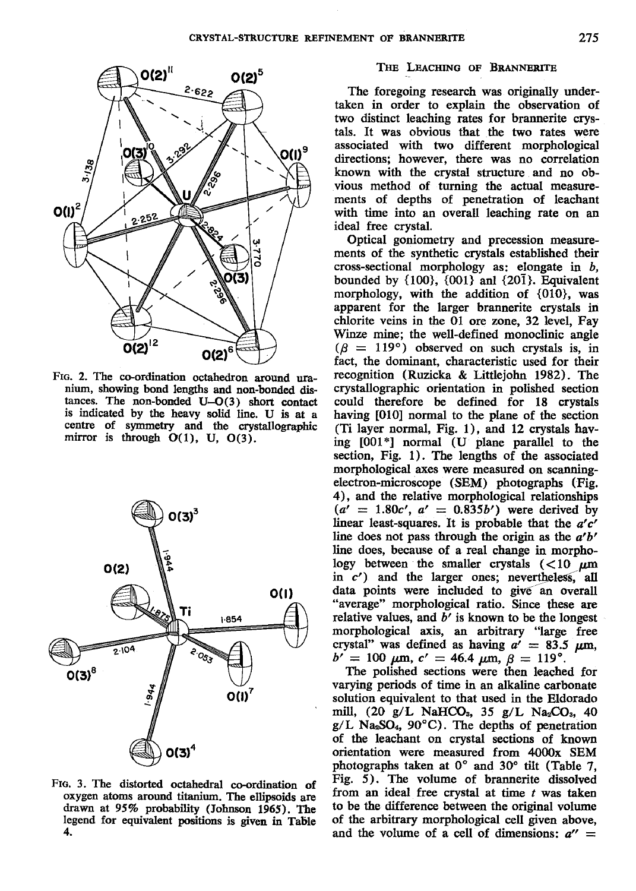FIG. 2. The co-ordination octahedron around uranium, showing bond lengths and non-bonded distances. The non-bonded U–O(3) short contact is indicated by the heavy solid line. U is at a centre of symmetry and the crystallographic mirror is through O(1), U, O(3).

FIG. 3. The distorted octahedral co-ordination of oxygen atoms around titanium. The ellipsoids are drawn at 95% probability (Johnson 1965). The legend for equivalent positions is given in Table 4.

## THE LEACHING OF BRANNERITE

The foregoing research was originally undertaken in order to explain the observation of two distinct leaching rates for brannerite crystals. It was obvious that the two rates were associated with two different morphological directions; however, there was no correlation known with the crystal structure and no obvious method of turning the actual measurements of depths of penetration of leachant with time into an overall leaching rate on an ideal free crystal.

Optical goniometry and precession measurements of the synthetic crystals established their cross-sectional morphology as: elongate in $b$, bounded by {100}, {001} anl {20$\bar{1}$}. Equivalent morphology, with the addition of {010}, was apparent for the larger brannerite crystals in chlorite veins in the 01 ore zone, 32 level, Fay Winze mine; the well-defined monoclinic angle ($\beta$ = 119°) observed on such crystals is, in fact, the dominant, characteristic used for their recognition (Ruzicka & Littlejohn 1982). The crystallographic orientation in polished section could therefore be defined for 18 crystals having [010] normal to the plane of the section (Ti layer normal, Fig. 1), and 12 crystals having [001*] normal (U plane parallel to the section, Fig. 1). The lengths of the associated morphological axes were measured on scanning-electron-microscope (SEM) photographs (Fig. 4), and the relative morphological relationships ($a'$ = 1.80$c'$, $a'$ = 0.835$b'$) were derived by linear least-squares. It is probable that the $a'c'$ line does not pass through the origin as the $a'b'$ line does, because of a real change in morphology between the smaller crystals (<10 μm in $c'$) and the larger ones; nevertheless, all data points were included to give an overall "average" morphological ratio. Since these are relative values, and $b'$ is known to be the longest morphological axis, an arbitrary "large free crystal" was defined as having $a'$ = 83.5 μm, $b'$ = 100 μm, $c'$ = 46.4 μm, $\beta$ = 119°.

The polished sections were then leached for varying periods of time in an alkaline carbonate solution equivalent to that used in the Eldorado mill, (20 g/L $NaHCO_3$, 35 g/L $Na_2CO_3$, 40 g/L $Na_2SO_4$, 90°C). The depths of penetration of the leachant on crystal sections of known orientation were measured from 4000x SEM photographs taken at 0° and 30° tilt (Table 7, Fig. 5). The volume of brannerite dissolved from an ideal free crystal at time $t$ was taken to be the difference between the original volume of the arbitrary morphological cell given above, and the volume of a cell of dimensions: $a''$ =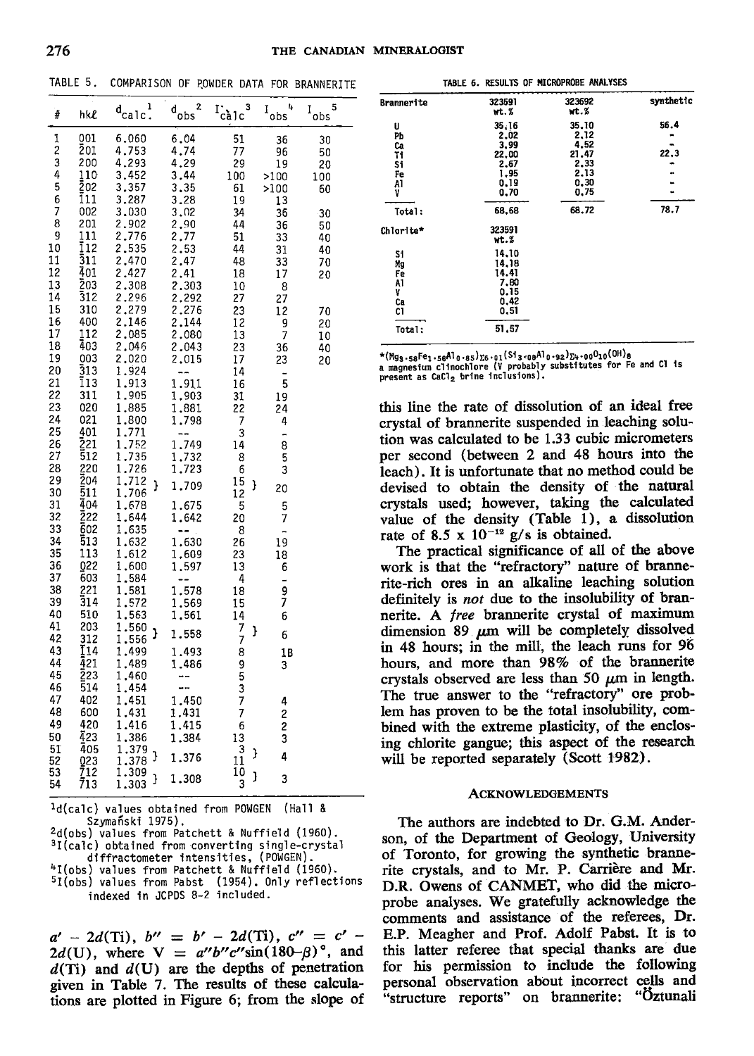TABLE 5. COMPARISON OF POWDER DATA FOR BRANNERITE

| # | hkl | $d_{calc.}$[1] | $d_{obs}$[2] | $I_{calc}$[3] | $I_{obs}$[4] | $I_{obs}$[5] |
|---|---|---|---|---|---|---|
| 1 | 001 | 6.060 | 6.04 | 51 | 36 | 30 |
| 2 | $\bar{2}01$ | 4.753 | 4.74 | 77 | 96 | 50 |
| 3 | 200 | 4.293 | 4.29 | 29 | 19 | 20 |
| 4 | 110 | 3.452 | 3.44 | 100 | >100 | 100 |
| 5 | $\bar{2}02$ | 3.357 | 3.35 | 61 | >100 | 60 |
| 6 | $\bar{1}11$ | 3.287 | 3.28 | 19 | 13 | |
| 7 | 002 | 3.030 | 3.02 | 34 | 36 | 30 |
| 8 | 201 | 2.902 | 2.90 | 44 | 36 | 50 |
| 9 | 111 | 2.776 | 2.77 | 51 | 33 | 40 |
| 10 | $\bar{1}12$ | 2.535 | 2.53 | 44 | 31 | 40 |
| 11 | $\bar{3}11$ | 2.470 | 2.47 | 48 | 33 | 70 |
| 12 | $\bar{4}01$ | 2.427 | 2.41 | 18 | 17 | 20 |
| 13 | $\bar{2}03$ | 2.308 | 2.303 | 10 | 8 | |
| 14 | $\bar{3}12$ | 2.296 | 2.292 | 27 | 27 | |
| 15 | 310 | 2.279 | 2.276 | 23 | 12 | 70 |
| 16 | 400 | 2.146 | 2.144 | 12 | 9 | 20 |
| 17 | 112 | 2.085 | 2.080 | 13 | 7 | 10 |
| 18 | $\bar{4}03$ | 2.046 | 2.043 | 23 | 36 | 40 |
| 19 | 003 | 2.020 | 2.015 | 17 | 23 | 20 |
| 20 | $\bar{3}13$ | 1.924 | -- | 14 | - | |
| 21 | $\bar{1}13$ | 1.913 | 1.911 | 16 | 5 | |
| 22 | 311 | 1.905 | 1.903 | 31 | 19 | |
| 23 | 020 | 1.885 | 1.881 | 22 | 24 | |
| 24 | 021 | 1.800 | 1.798 | 7 | 4 | |
| 25 | 401 | 1.771 | -- | 3 | - | |
| 26 | $\bar{2}21$ | 1.752 | 1.749 | 14 | 8 | |
| 27 | $\bar{5}12$ | 1.735 | 1.732 | 8 | 5 | |
| 28 | 220 | 1.726 | 1.723 | 6 | 3 | |
| 29 | $\bar{2}04$ | 1.712 } | 1.709 | 15 } | 20 | |
| 30 | $\bar{5}11$ | 1.706 | | 12 | | |
| 31 | $\bar{4}04$ | 1.678 | 1.675 | 5 | 5 | |
| 32 | $\bar{2}22$ | 1.644 | 1.642 | 20 | 7 | |
| 33 | $\bar{6}02$ | 1.635 | -- | 8 | - | |
| 34 | $\bar{5}13$ | 1.632 | 1.630 | 26 | 19 | |
| 35 | 113 | 1.612 | 1.609 | 23 | 18 | |
| 36 | 022 | 1.600 | 1.597 | 13 | 6 | |
| 37 | $\bar{6}03$ | 1.584 | -- | 4 | - | |
| 38 | 221 | 1.581 | 1.578 | 18 | 9 | |
| 39 | $\bar{3}14$ | 1.572 | 1.569 | 15 | 7 | |
| 40 | 510 | 1.563 | 1.561 | 14 | 6 | |
| 41 | 203 | 1.560 } | 1.558 | 7 } | 6 | |
| 42 | 312 | 1.556 | | 7 | | |
| 43 | $\bar{1}14$ | 1.499 | 1.493 | 8 | 18 | |
| 44 | $\bar{4}21$ | 1.489 | 1.486 | 9 | 3 | |
| 45 | $\bar{2}23$ | 1.460 | -- | 5 | | |
| 46 | $\bar{5}14$ | 1.454 | -- | 3 | | |
| 47 | 402 | 1.451 | 1.450 | 7 | 4 | |
| 48 | 600 | 1.431 | 1.431 | 7 | 2 | |
| 49 | 420 | 1.416 | 1.415 | 6 | 2 | |
| 50 | $\bar{4}23$ | 1.386 | 1.384 | 13 | 3 | |
| 51 | $\bar{4}05$ | 1.379 } | 1.376 | 3 } | 4 | |
| 52 | 023 | 1.378 | | 11 | | |
| 53 | $\bar{7}12$ | 1.309 } | 1.308 | 10 } | 3 | |
| 54 | $\bar{7}13$ | 1.303 | | 3 | | |

[1]d(calc) values obtained from POWGEN (Hall & Szymański 1975).
[2]d(obs) values from Patchett & Nuffield (1960).
[3]I(calc) obtained from converting single-crystal diffractometer intensities, (POWGEN).
[4]I(obs) values from Patchett & Nuffield (1960).
[5]I(obs) values from Pabst (1954). Only reflections indexed in JCPDS 8-2 included.

$a' - 2d(\text{Ti})$, $b'' = b' - 2d(\text{Ti})$, $c'' = c' - 2d(\text{U})$, where $V = a''b''c''\sin(180-\beta)°$, and $d(\text{Ti})$ and $d(\text{U})$ are the depths of penetration given in Table 7. The results of these calculations are plotted in Figure 6; from the slope of this line the rate of dissolution of an ideal free crystal of brannerite suspended in leaching solution was calculated to be 1.33 cubic micrometers per second (between 2 and 48 hours into the leach). It is unfortunate that no method could be devised to obtain the density of the natural crystals used; however, taking the calculated value of the density (Table 1), a dissolution rate of $8.5 \times 10^{-12}$ g/s is obtained.

TABLE 6. RESULTS OF MICROPROBE ANALYSES

| Brannerite | 323591 wt.% | 323692 wt.% | synthetic |
|---|---|---|---|
| U | 35.16 | 35.10 | 56.4 |
| Pb | 2.02 | 2.12 | - |
| Ca | 3.99 | 4.52 | - |
| Ti | 22.00 | 21.47 | 22.3 |
| Si | 2.67 | 2.33 | - |
| Fe | 1.95 | 2.13 | - |
| Al | 0.19 | 0.30 | - |
| V | 0.70 | 0.75 | - |
| Total: | 68.68 | 68.72 | 78.7 |

| Chlorite* | 323591 wt.% |
|---|---|
| Si | 14.10 |
| Mg | 14.18 |
| Fe | 14.41 |
| Al | 7.80 |
| V | 0.15 |
| Ca | 0.42 |
| Cl | 0.51 |
| Total: | 51.57 |

*$(Mg_{5.56}Fe_{1.56}Al_{0.85})_{\Sigma 6.01}(Si_{3.08}Al_{0.92})_{\Sigma 4.00}O_{10}(OH)_8$ a magnesium clinochlore (V probably substitutes for Fe and Cl is present as $CaCl_2$ brine inclusions).

The practical significance of all of the above work is that the "refractory" nature of brannerite-rich ores in an alkaline leaching solution definitely is *not* due to the insolubility of brannerite. A *free* brannerite crystal of maximum dimension 89 μm will be completely dissolved in 48 hours; in the mill, the leach runs for 96 hours, and more than 98% of the brannerite crystals observed are less than 50 μm in length. The true answer to the "refractory" ore problem has proven to be the total insolubility, combined with the extreme plasticity, of the enclosing chlorite gangue; this aspect of the research will be reported separately (Scott 1982).

## ACKNOWLEDGEMENTS

The authors are indebted to Dr. G.M. Anderson, of the Department of Geology, University of Toronto, for growing the synthetic brannerite crystals, and to Mr. P. Carrière and Mr. D.R. Owens of CANMET, who did the microprobe analyses. We gratefully acknowledge the comments and assistance of the referees, Dr. E.P. Meagher and Prof. Adolf Pabst. It is to this latter referee that special thanks are due for his permission to include the following personal observation about incorrect cells and "structure reports" on brannerite: "Öztunali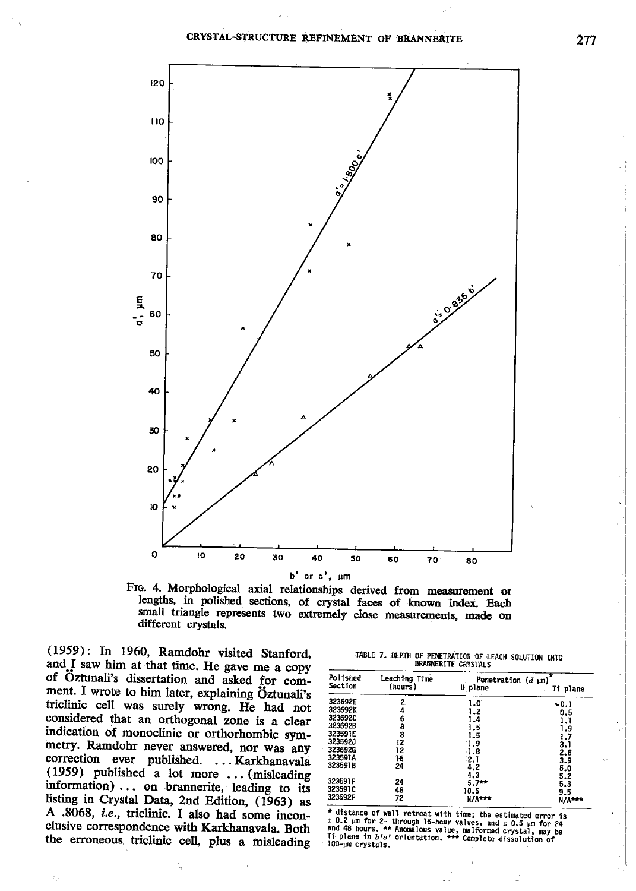FIG. 4. Morphological axial relationships derived from measurement of lengths, in polished sections, of crystal faces of known index. Each small triangle represents two extremely close measurements, made on different crystals.

(1959): In 1960, Ramdohr visited Stanford, and I saw him at that time. He gave me a copy of Öztunali's dissertation and asked for comment. I wrote to him later, explaining Öztunali's triclinic cell was surely wrong. He had not considered that an orthogonal zone is a clear indication of monoclinic or orthorhombic symmetry. Ramdohr never answered, nor was any correction ever published. ... Karkhanavala (1959) published a lot more ... (misleading information) ... on brannerite, leading to its listing in Crystal Data, 2nd Edition, (1963) as A .8068, *i.e.*, triclinic. I also had some inconclusive correspondence with Karkhanavala. Both the erroneous triclinic cell, plus a misleading

TABLE 7. DEPTH OF PENETRATION OF LEACH SOLUTION INTO BRANNERITE CRYSTALS

| Polished Section | Leaching Time (hours) | Penetration ($d$ μm)* U plane | Ti plane |
|---|---|---|---|
| 323692E | 2 | 1.0 | ~0.1 |
| 323692K | 4 | 1.2 | 0.5 |
| 323692C | 6 | 1.4 | 1.1 |
| 323692B | 8 | 1.5 | 1.9 |
| 323591E | 8 | 1.5 | 1.7 |
| 323592J | 12 | 1.9 | 3.1 |
| 323692G | 12 | 1.8 | 2.6 |
| 323591A | 16 | 2.1 | 3.9 |
| 323591B | 24 | 4.2 | 5.0 |
| | | 4.3 | 5.2 |
| 323591F | 24 | 5.7** | 5.3 |
| 323591C | 48 | 10.5 | 9.5 |
| 323692F | 72 | N/A*** | N/A*** |

\* distance of wall retreat with time; the estimated error is ± 0.2 μm for 2- through 16-hour values, and ± 0.5 μm for 24 and 48 hours. ** Anomalous value, malformed crystal, may be Ti plane in $b'a'$ orientation. *** Complete dissolution of 100-μm crystals.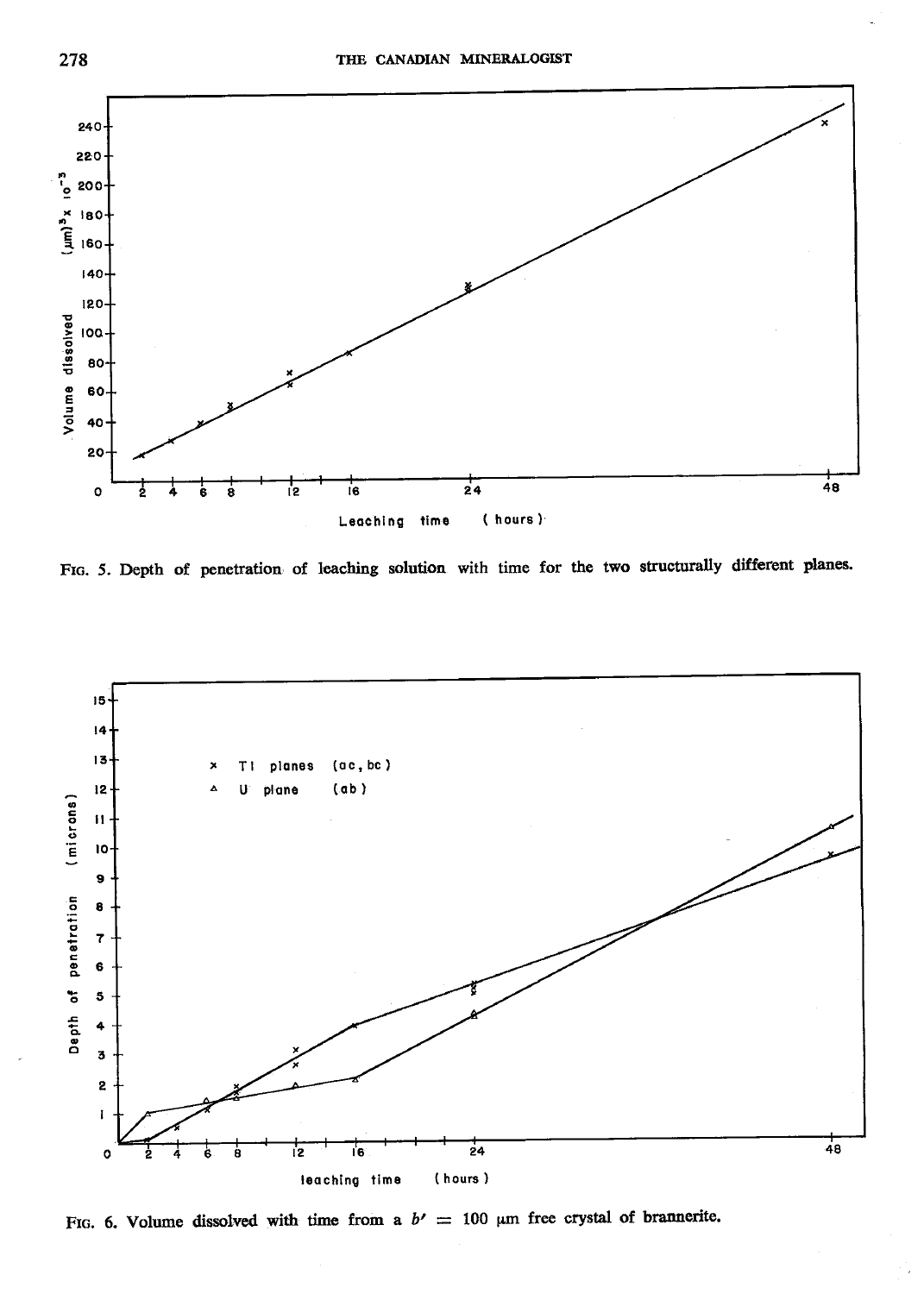FIG. 5. Depth of penetration of leaching solution with time for the two structurally different planes.

FIG. 6. Volume dissolved with time from a $b' = 100$ µm free crystal of brannerite.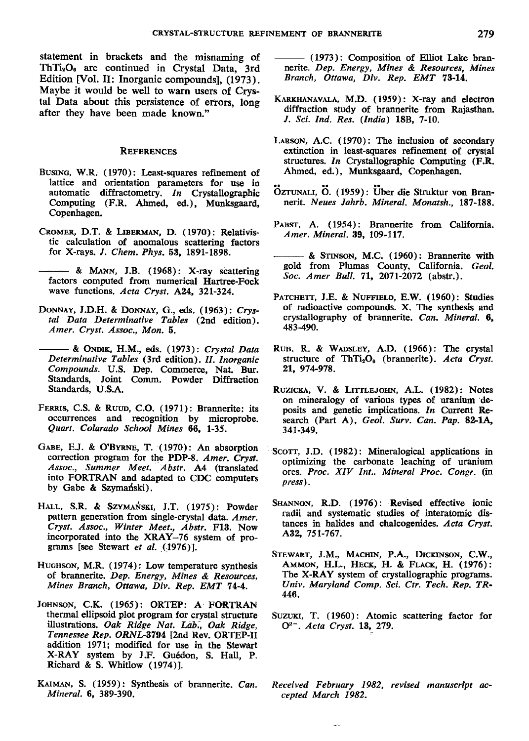statement in brackets and the misnaming of $ThTi_2O_6$ are continued in Crystal Data, 3rd Edition [Vol. II: Inorganic compounds], (1973). Maybe it would be well to warn users of Crystal Data about this persistence of errors, long after they have been made known."

## REFERENCES

BUSING, W.R. (1970): Least-squares refinement of lattice and orientation parameters for use in automatic diffractometry. *In* Crystallographic Computing (F.R. Ahmed, ed.), Munksgaard, Copenhagen.

CROMER, D.T. & LIBERMAN, D. (1970): Relativistic calculation of anomalous scattering factors for X-rays. *J. Chem. Phys.* **53**, 1891-1898.

——— & MANN, J.B. (1968): X-ray scattering factors computed from numerical Hartree-Fock wave functions. *Acta Cryst.* **A24**, 321-324.

DONNAY, J.D.H. & DONNAY, G., eds. (1963): *Crystal Data Determinative Tables* (2nd edition). *Amer. Cryst. Assoc., Mon.* **5**.

——— & ONDIK, H.M., eds. (1973): *Crystal Data Determinative Tables* (3rd edition). *II. Inorganic Compounds.* U.S. Dep. Commerce, Nat. Bur. Standards, Joint Comm. Powder Diffraction Standards, U.S.A.

FERRIS, C.S. & RUUD, C.O. (1971): Brannerite: its occurrences and recognition by microprobe. *Quart. Colorado School Mines* **66**, 1-35.

GABE, E.J. & O'BYRNE, T. (1970): An absorption correction program for the PDP-8. *Amer. Cryst. Assoc., Summer Meet. Abstr.* A4 (translated into FORTRAN and adapted to CDC computers by Gabe & Szymański).

HALL, S.R. & SZYMAŃSKI, J.T. (1975): Powder pattern generation from single-crystal data. *Amer. Cryst. Assoc., Winter Meet., Abstr.* F13. Now incorporated into the XRAY–76 system of programs [see Stewart *et al.* (1976)].

HUGHSON, M.R. (1974): Low temperature synthesis of brannerite. *Dep. Energy, Mines & Resources, Mines Branch, Ottawa, Div. Rep. EMT* **74-4**.

JOHNSON, C.K. (1965): ORTEP: A FORTRAN thermal ellipsoid plot program for crystal structure illustrations. *Oak Ridge Nat. Lab., Oak Ridge, Tennessee Rep. ORNL*-**3794** [2nd Rev. ORTEP-II addition 1971; modified for use in the Stewart X-RAY system by J.F. Guédon, S. Hall, P. Richard & S. Whitlow (1974)].

KAIMAN, S. (1959): Synthesis of brannerite. *Can. Mineral.* **6**, 389-390.

——— (1973): Composition of Elliot Lake brannerite. *Dep. Energy, Mines & Resources, Mines Branch, Ottawa, Div. Rep. EMT* **73-14**.

KARKHANAVALA, M.D. (1959): X-ray and electron diffraction study of brannerite from Rajasthan. *J. Sci. Ind. Res. (India)* **18B**, 7-10.

LARSON, A.C. (1970): The inclusion of secondary extinction in least-squares refinement of crystal structures. *In* Crystallographic Computing (F.R. Ahmed, ed.), Munksgaard, Copenhagen.

ÖZTUNALI, Ö. (1959): Über die Struktur von Brannerit. *Neues Jahrb. Mineral. Monatsh.*, 187-188.

PABST, A. (1954): Brannerite from California. *Amer. Mineral.* **39**, 109-117.

——— & STINSON, M.C. (1960): Brannerite with gold from Plumas County, California. *Geol. Soc. Amer Bull.* **71**, 2071-2072 (abstr.).

PATCHETT, J.E. & NUFFIELD, E.W. (1960): Studies of radioactive compounds. X. The synthesis and crystallography of brannerite. *Can. Mineral.* **6**, 483-490.

RUH, R. & WADSLEY, A.D. (1966): The crystal structure of $ThTi_2O_6$ (brannerite). *Acta Cryst.* **21**, 974-978.

RUZICKA, V. & LITTLEJOHN, A.L. (1982): Notes on mineralogy of various types of uranium deposits and genetic implications. *In* Current Research (Part A), *Geol. Surv. Can. Pap.* **82-1A**, 341-349.

SCOTT, J.D. (1982): Mineralogical applications in optimizing the carbonate leaching of uranium ores. *Proc. XIV Int.. Mineral Proc. Congr.* (*in press*).

SHANNON, R.D. (1976): Revised effective ionic radii and systematic studies of interatomic distances in halides and chalcogenides. *Acta Cryst.* **A32**, 751-767.

STEWART, J.M., MACHIN, P.A., DICKINSON, C.W., AMMON, H.L., HECK, H. & FLACK, H. (1976): The X-RAY system of crystallographic programs. *Univ. Maryland Comp. Sci. Ctr. Tech. Rep. TR*-**446**.

SUZUKI, T. (1960): Atomic scattering factor for $O^{2-}$. *Acta Cryst.* **13**, 279.

*Received February 1982, revised manuscript accepted March 1982.*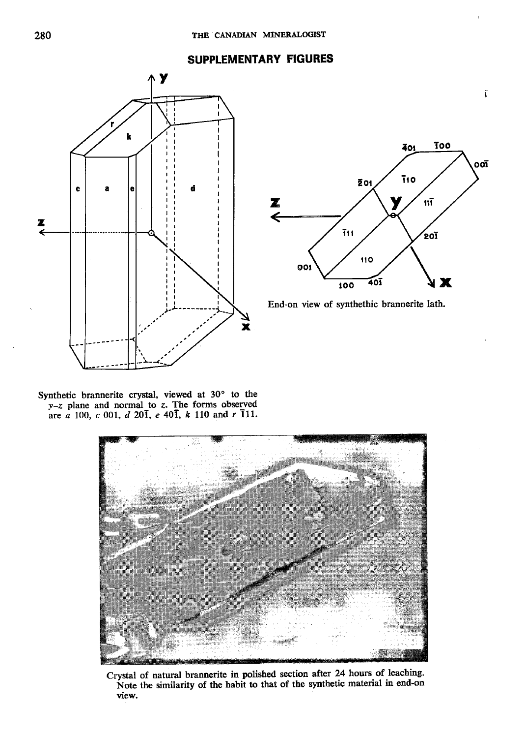## SUPPLEMENTARY FIGURES

y

r

k

c a e d

z

x

Synthetic brannerite crystal, viewed at 30° to the $y$–$z$ plane and normal to $z$. The forms observed are $a$ 100, $c$ 001, $d$ 20$\bar{1}$, $e$ 40$\bar{1}$, $k$ 110 and $r$ $\bar{1}$11.

$\bar{4}$01 $\bar{1}$00

00$\bar{1}$

$\bar{2}$01 $\bar{1}$10

z y 11$\bar{1}$

$\bar{1}$11 20$\bar{1}$

110

001

100 40$\bar{1}$ x

End-on view of synthethic brannerite lath.

Crystal of natural brannerite in polished section after 24 hours of leaching. Note the similarity of the habit to that of the synthetic material in end-on view.